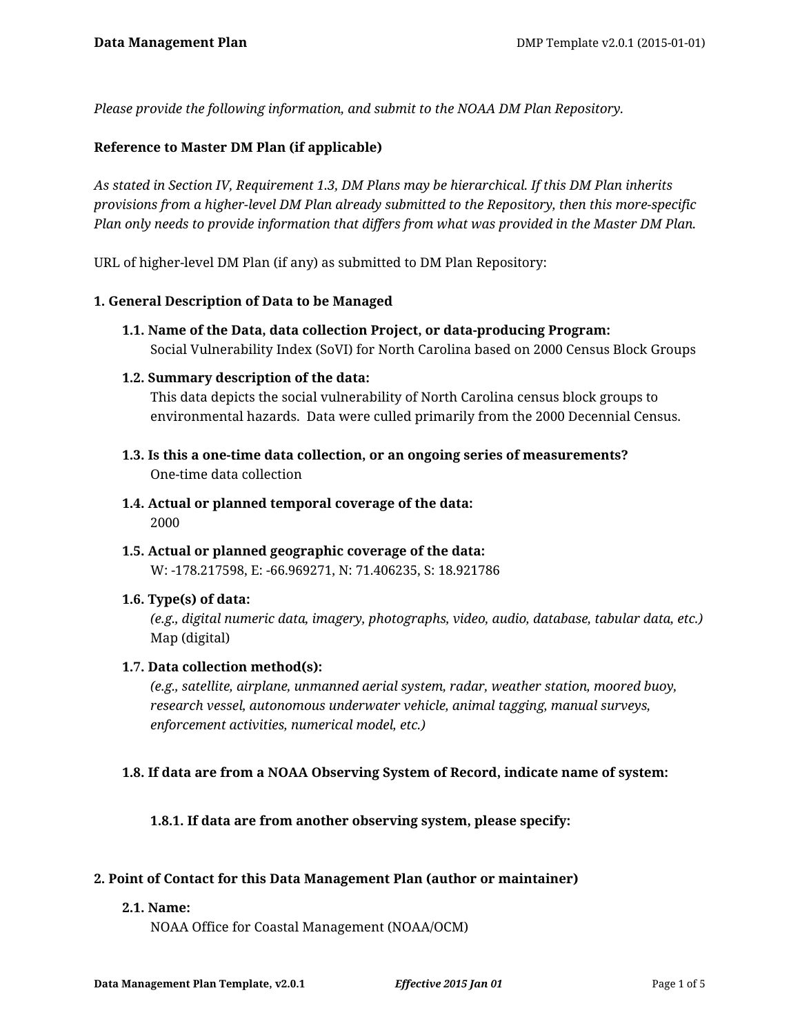*Please provide the following information, and submit to the NOAA DM Plan Repository.*

**Reference to Master DM Plan (if applicable)**

*As stated in Section IV, Requirement 1.3, DM Plans may be hierarchical. If this DM Plan inherits provisions from a higher-level DM Plan already submitted to the Repository, then this more-specific Plan only needs to provide information that differs from what was provided in the Master DM Plan.*

URL of higher-level DM Plan (if any) as submitted to DM Plan Repository:

**1. General Description of Data to be Managed**

**1.1. Name of the Data, data collection Project, or data-producing Program:**
Social Vulnerability Index (SoVI) for North Carolina based on 2000 Census Block Groups

**1.2. Summary description of the data:**
This data depicts the social vulnerability of North Carolina census block groups to environmental hazards. Data were culled primarily from the 2000 Decennial Census.

**1.3. Is this a one-time data collection, or an ongoing series of measurements?**
One-time data collection

**1.4. Actual or planned temporal coverage of the data:**
2000

**1.5. Actual or planned geographic coverage of the data:**
W: -178.217598, E: -66.969271, N: 71.406235, S: 18.921786

**1.6. Type(s) of data:**
*(e.g., digital numeric data, imagery, photographs, video, audio, database, tabular data, etc.)*
Map (digital)

**1.7. Data collection method(s):**
*(e.g., satellite, airplane, unmanned aerial system, radar, weather station, moored buoy, research vessel, autonomous underwater vehicle, animal tagging, manual surveys, enforcement activities, numerical model, etc.)*

**1.8. If data are from a NOAA Observing System of Record, indicate name of system:**

**1.8.1. If data are from another observing system, please specify:**

**2. Point of Contact for this Data Management Plan (author or maintainer)**

**2.1. Name:**
NOAA Office for Coastal Management (NOAA/OCM)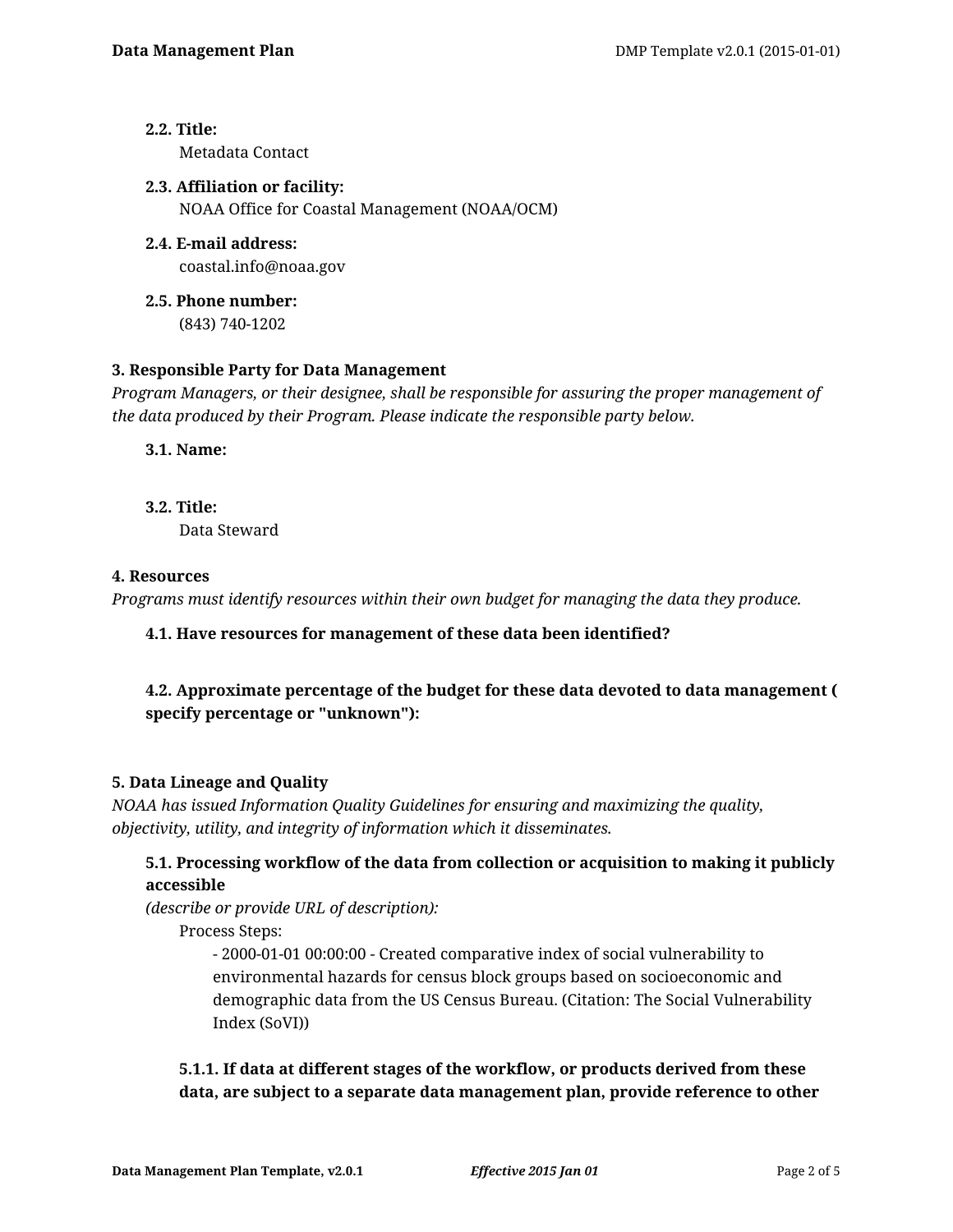**2.2. Title:**

Metadata Contact

**2.3. Affiliation or facility:**

NOAA Office for Coastal Management (NOAA/OCM)

**2.4. E-mail address:**

coastal.info@noaa.gov

**2.5. Phone number:**

(843) 740-1202

**3. Responsible Party for Data Management**

*Program Managers, or their designee, shall be responsible for assuring the proper management of the data produced by their Program. Please indicate the responsible party below.*

**3.1. Name:**

**3.2. Title:**

Data Steward

**4. Resources**

*Programs must identify resources within their own budget for managing the data they produce.*

**4.1. Have resources for management of these data been identified?**

**4.2. Approximate percentage of the budget for these data devoted to data management ( specify percentage or "unknown"):**

**5. Data Lineage and Quality**

*NOAA has issued Information Quality Guidelines for ensuring and maximizing the quality, objectivity, utility, and integrity of information which it disseminates.*

**5.1. Processing workflow of the data from collection or acquisition to making it publicly accessible**

*(describe or provide URL of description):*

Process Steps:

- 2000-01-01 00:00:00 - Created comparative index of social vulnerability to environmental hazards for census block groups based on socioeconomic and demographic data from the US Census Bureau. (Citation: The Social Vulnerability Index (SoVI))

**5.1.1. If data at different stages of the workflow, or products derived from these data, are subject to a separate data management plan, provide reference to other**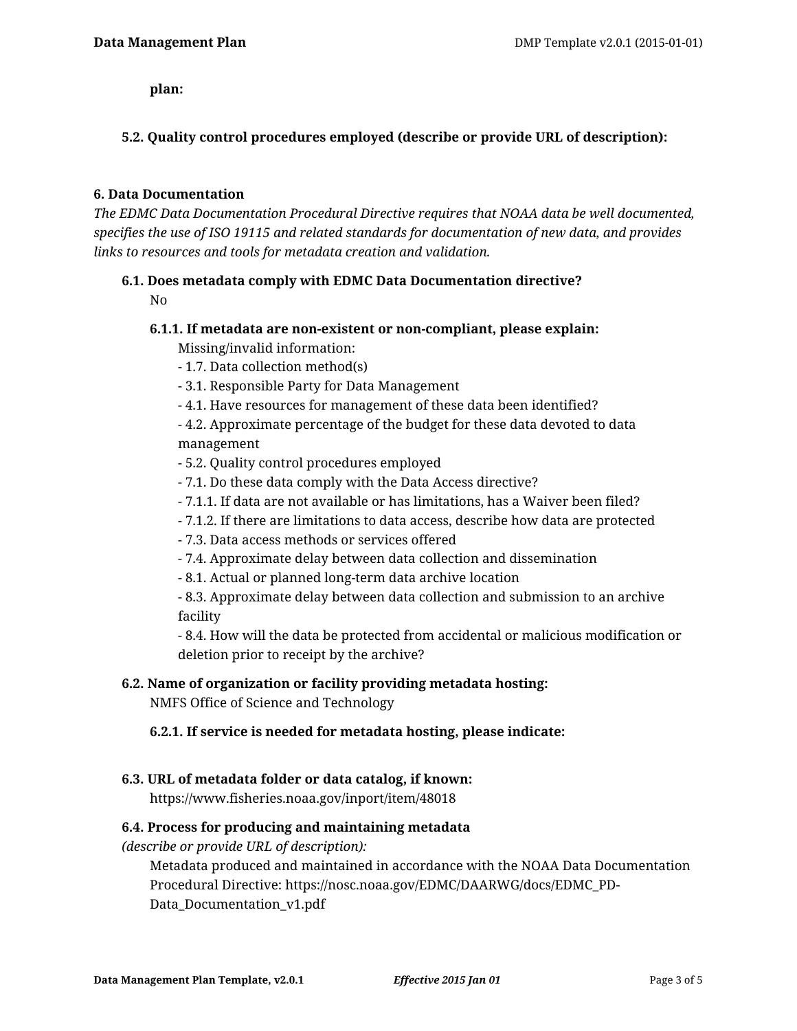**plan:**

### 5.2. Quality control procedures employed (describe or provide URL of description):

## 6. Data Documentation

*The EDMC Data Documentation Procedural Directive requires that NOAA data be well documented, specifies the use of ISO 19115 and related standards for documentation of new data, and provides links to resources and tools for metadata creation and validation.*

### 6.1. Does metadata comply with EDMC Data Documentation directive?

No

#### 6.1.1. If metadata are non-existent or non-compliant, please explain:

Missing/invalid information:
- 1.7. Data collection method(s)
- 3.1. Responsible Party for Data Management
- 4.1. Have resources for management of these data been identified?
- 4.2. Approximate percentage of the budget for these data devoted to data management
- 5.2. Quality control procedures employed
- 7.1. Do these data comply with the Data Access directive?
- 7.1.1. If data are not available or has limitations, has a Waiver been filed?
- 7.1.2. If there are limitations to data access, describe how data are protected
- 7.3. Data access methods or services offered
- 7.4. Approximate delay between data collection and dissemination
- 8.1. Actual or planned long-term data archive location
- 8.3. Approximate delay between data collection and submission to an archive facility
- 8.4. How will the data be protected from accidental or malicious modification or deletion prior to receipt by the archive?

### 6.2. Name of organization or facility providing metadata hosting:

NMFS Office of Science and Technology

#### 6.2.1. If service is needed for metadata hosting, please indicate:

### 6.3. URL of metadata folder or data catalog, if known:

https://www.fisheries.noaa.gov/inport/item/48018

### 6.4. Process for producing and maintaining metadata

*(describe or provide URL of description):*

Metadata produced and maintained in accordance with the NOAA Data Documentation Procedural Directive: https://nosc.noaa.gov/EDMC/DAARWG/docs/EDMC_PD-Data_Documentation_v1.pdf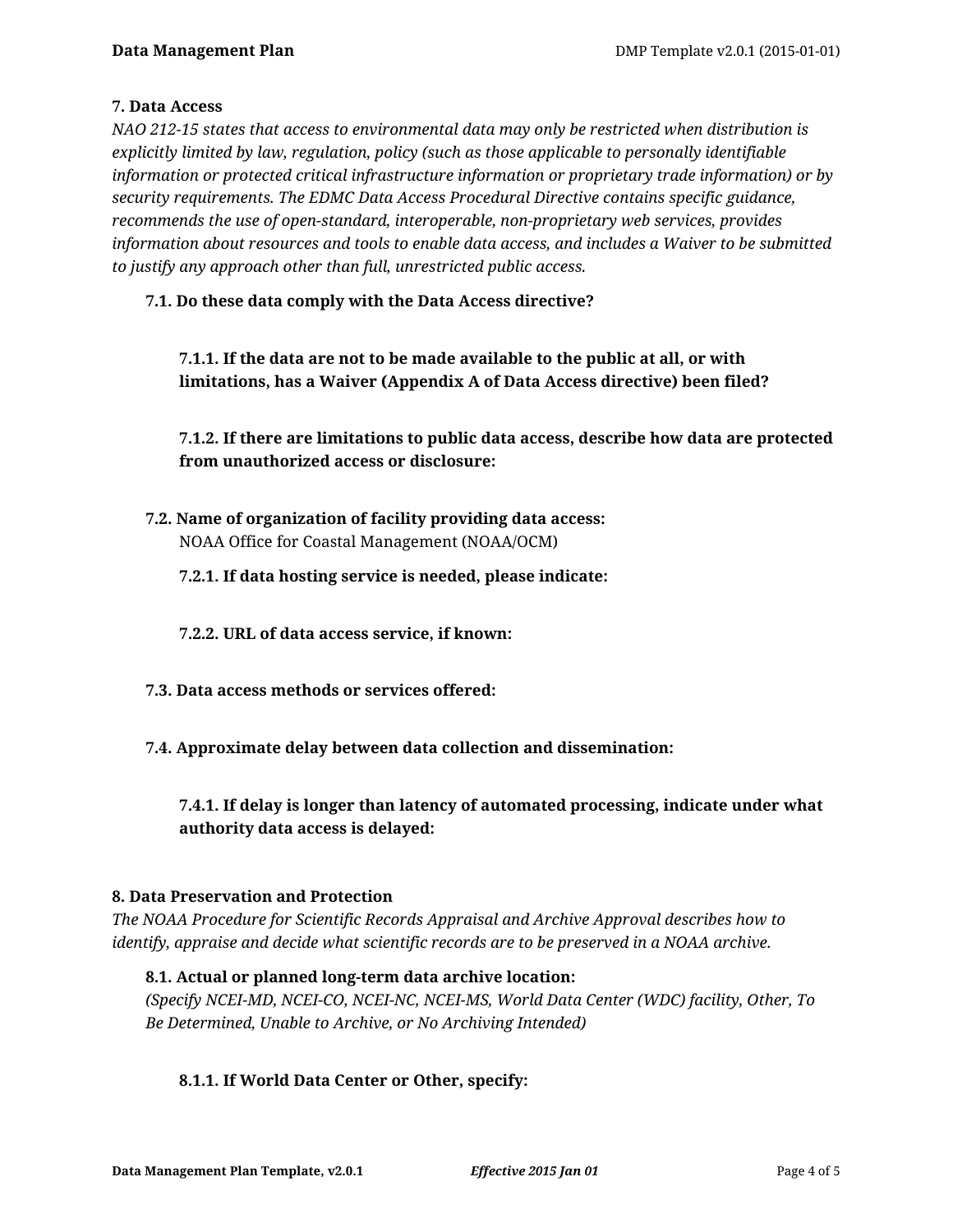## 7. Data Access

*NAO 212-15 states that access to environmental data may only be restricted when distribution is explicitly limited by law, regulation, policy (such as those applicable to personally identifiable information or protected critical infrastructure information or proprietary trade information) or by security requirements. The EDMC Data Access Procedural Directive contains specific guidance, recommends the use of open-standard, interoperable, non-proprietary web services, provides information about resources and tools to enable data access, and includes a Waiver to be submitted to justify any approach other than full, unrestricted public access.*

### 7.1. Do these data comply with the Data Access directive?

#### 7.1.1. If the data are not to be made available to the public at all, or with limitations, has a Waiver (Appendix A of Data Access directive) been filed?

#### 7.1.2. If there are limitations to public data access, describe how data are protected from unauthorized access or disclosure:

### 7.2. Name of organization of facility providing data access:

NOAA Office for Coastal Management (NOAA/OCM)

#### 7.2.1. If data hosting service is needed, please indicate:

#### 7.2.2. URL of data access service, if known:

### 7.3. Data access methods or services offered:

### 7.4. Approximate delay between data collection and dissemination:

#### 7.4.1. If delay is longer than latency of automated processing, indicate under what authority data access is delayed:

## 8. Data Preservation and Protection

*The NOAA Procedure for Scientific Records Appraisal and Archive Approval describes how to identify, appraise and decide what scientific records are to be preserved in a NOAA archive.*

### 8.1. Actual or planned long-term data archive location:

*(Specify NCEI-MD, NCEI-CO, NCEI-NC, NCEI-MS, World Data Center (WDC) facility, Other, To Be Determined, Unable to Archive, or No Archiving Intended)*

#### 8.1.1. If World Data Center or Other, specify: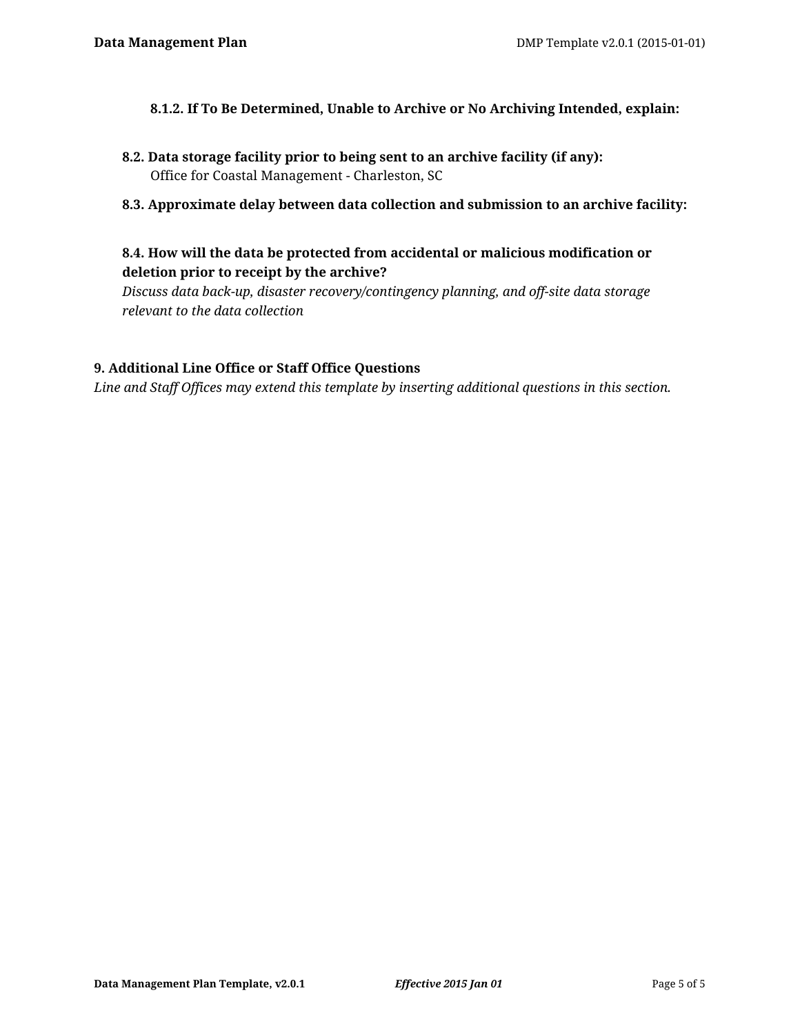#### 8.1.2. If To Be Determined, Unable to Archive or No Archiving Intended, explain:

### 8.2. Data storage facility prior to being sent to an archive facility (if any):

Office for Coastal Management - Charleston, SC

### 8.3. Approximate delay between data collection and submission to an archive facility:

### 8.4. How will the data be protected from accidental or malicious modification or deletion prior to receipt by the archive?

*Discuss data back-up, disaster recovery/contingency planning, and off-site data storage relevant to the data collection*

## 9. Additional Line Office or Staff Office Questions

*Line and Staff Offices may extend this template by inserting additional questions in this section.*